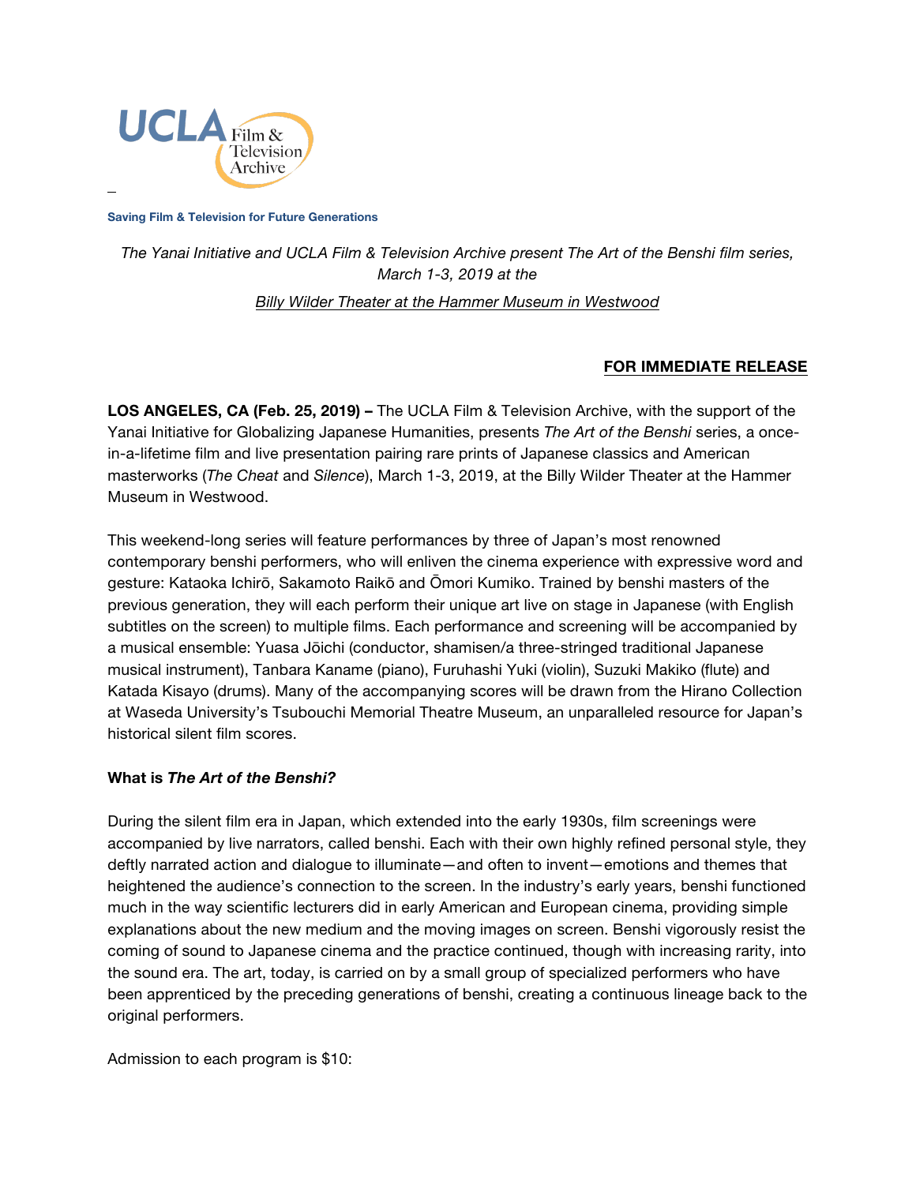UCLA Film & Television Archive

**Saving Film & Television for Future Generations**

*The Yanai Initiative and UCLA Film & Television Archive present The Art of the Benshi film series, March 1-3, 2019 at the*

*Billy Wilder Theater at the Hammer Museum in Westwood*

**FOR IMMEDIATE RELEASE**

**LOS ANGELES, CA (Feb. 25, 2019) –** The UCLA Film & Television Archive, with the support of the Yanai Initiative for Globalizing Japanese Humanities, presents *The Art of the Benshi* series, a once-in-a-lifetime film and live presentation pairing rare prints of Japanese classics and American masterworks (*The Cheat* and *Silence*), March 1-3, 2019, at the Billy Wilder Theater at the Hammer Museum in Westwood.

This weekend-long series will feature performances by three of Japan's most renowned contemporary benshi performers, who will enliven the cinema experience with expressive word and gesture: Kataoka Ichirō, Sakamoto Raikō and Ōmori Kumiko. Trained by benshi masters of the previous generation, they will each perform their unique art live on stage in Japanese (with English subtitles on the screen) to multiple films. Each performance and screening will be accompanied by a musical ensemble: Yuasa Jōichi (conductor, shamisen/a three-stringed traditional Japanese musical instrument), Tanbara Kaname (piano), Furuhashi Yuki (violin), Suzuki Makiko (flute) and Katada Kisayo (drums). Many of the accompanying scores will be drawn from the Hirano Collection at Waseda University's Tsubouchi Memorial Theatre Museum, an unparalleled resource for Japan's historical silent film scores.

**What is *The Art of the Benshi?***

During the silent film era in Japan, which extended into the early 1930s, film screenings were accompanied by live narrators, called benshi. Each with their own highly refined personal style, they deftly narrated action and dialogue to illuminate—and often to invent—emotions and themes that heightened the audience's connection to the screen. In the industry's early years, benshi functioned much in the way scientific lecturers did in early American and European cinema, providing simple explanations about the new medium and the moving images on screen. Benshi vigorously resist the coming of sound to Japanese cinema and the practice continued, though with increasing rarity, into the sound era. The art, today, is carried on by a small group of specialized performers who have been apprenticed by the preceding generations of benshi, creating a continuous lineage back to the original performers.

Admission to each program is $10: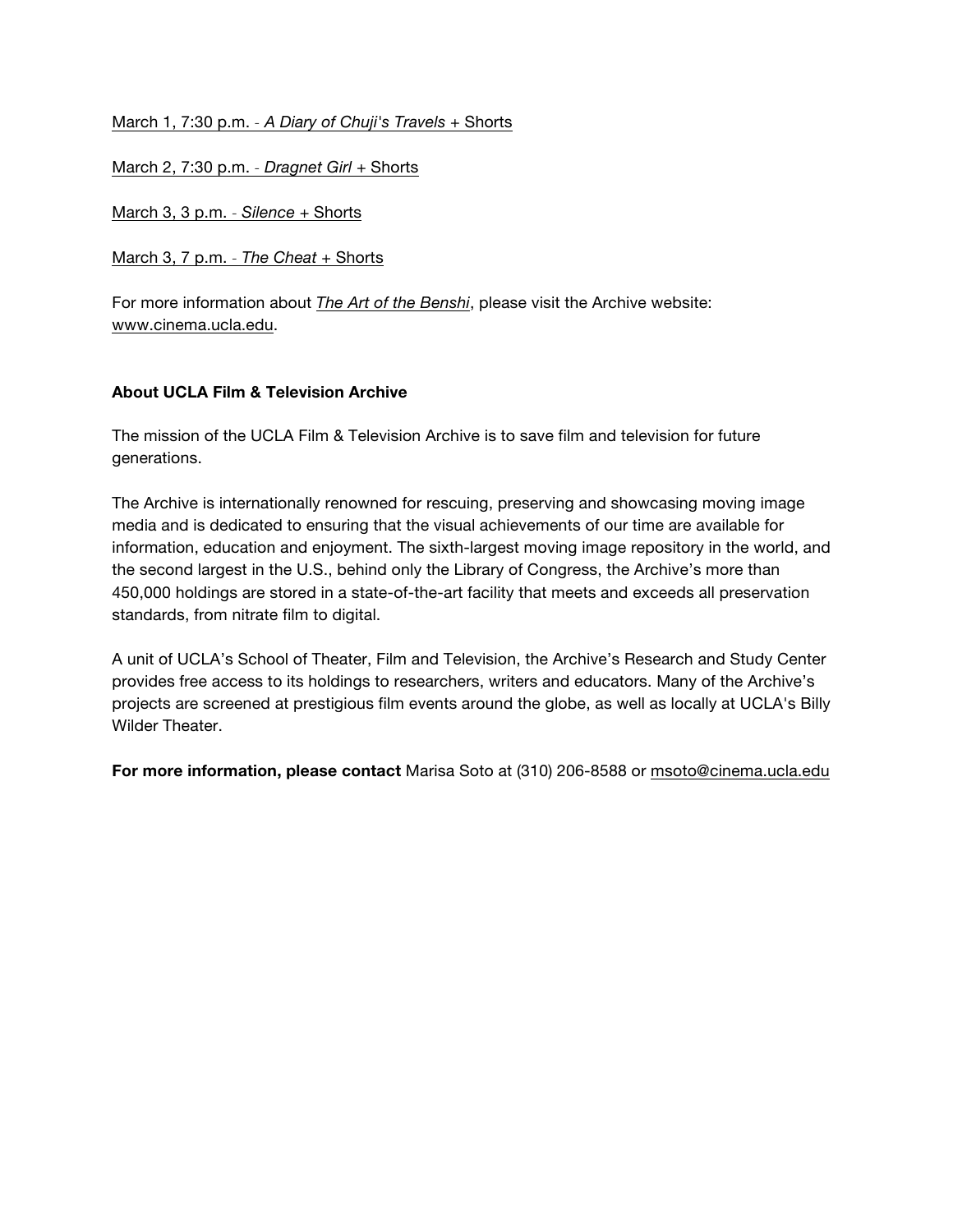March 1, 7:30 p.m. - *A Diary of Chuji's Travels* + Shorts

March 2, 7:30 p.m. - *Dragnet Girl* + Shorts

March 3, 3 p.m. - *Silence* + Shorts

March 3, 7 p.m. - *The Cheat* + Shorts

For more information about *The Art of the Benshi*, please visit the Archive website: www.cinema.ucla.edu.

**About UCLA Film & Television Archive**

The mission of the UCLA Film & Television Archive is to save film and television for future generations.

The Archive is internationally renowned for rescuing, preserving and showcasing moving image media and is dedicated to ensuring that the visual achievements of our time are available for information, education and enjoyment. The sixth-largest moving image repository in the world, and the second largest in the U.S., behind only the Library of Congress, the Archive's more than 450,000 holdings are stored in a state-of-the-art facility that meets and exceeds all preservation standards, from nitrate film to digital.

A unit of UCLA's School of Theater, Film and Television, the Archive's Research and Study Center provides free access to its holdings to researchers, writers and educators. Many of the Archive's projects are screened at prestigious film events around the globe, as well as locally at UCLA's Billy Wilder Theater.

**For more information, please contact** Marisa Soto at (310) 206-8588 or msoto@cinema.ucla.edu